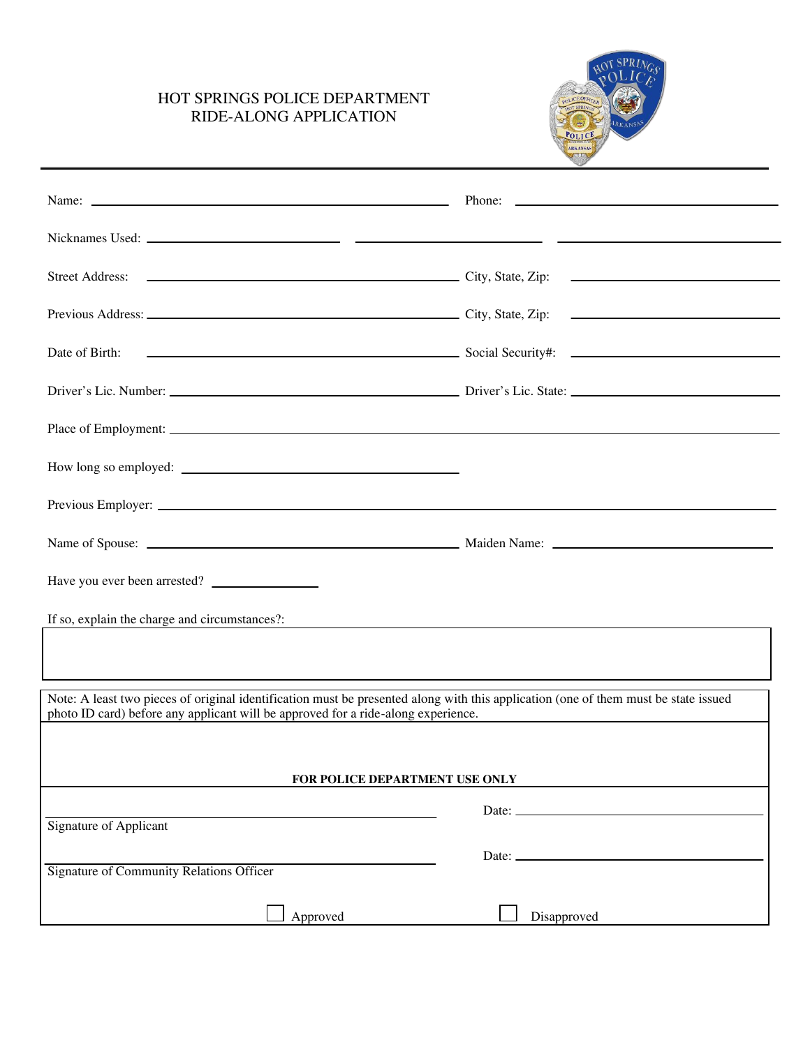# HOT SPRINGS POLICE DEPARTMENT
## RIDE-ALONG APPLICATION

Name: ______________________________ Phone: ______________________________

Nicknames Used: ____________________ ____________________ ____________________

Street Address: ______________________________ City, State, Zip: ____________________

Previous Address: ______________________________ City, State, Zip: ____________________

Date of Birth: ______________________________ Social Security#: ____________________

Driver's Lic. Number: ______________________________ Driver's Lic. State: ____________________

Place of Employment: ____________________________________________________________

How long so employed: ______________________________

Previous Employer: ____________________________________________________________

Name of Spouse: ______________________________ Maiden Name: ____________________

Have you ever been arrested? ____________

If so, explain the charge and circumstances?:

| |
|---|
| |

Note: A least two pieces of original identification must be presented along with this application (one of them must be state issued photo ID card) before any applicant will be approved for a ride-along experience.

**FOR POLICE DEPARTMENT USE ONLY**

______________________________ Date: ____________________
Signature of Applicant

______________________________ Date: ____________________
Signature of Community Relations Officer

☐ Approved ☐ Disapproved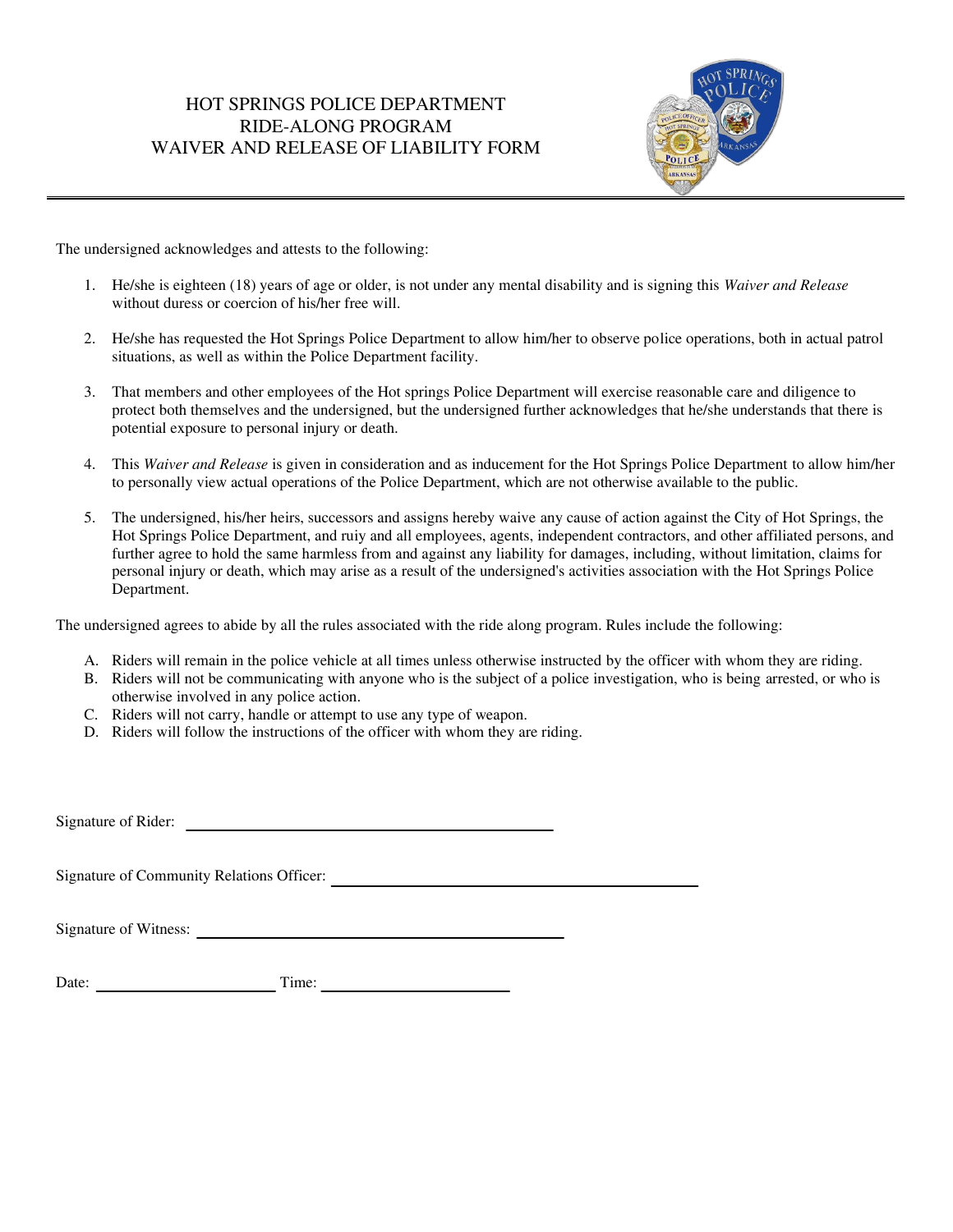# HOT SPRINGS POLICE DEPARTMENT
# RIDE-ALONG PROGRAM
# WAIVER AND RELEASE OF LIABILITY FORM

---

The undersigned acknowledges and attests to the following:

1. He/she is eighteen (18) years of age or older, is not under any mental disability and is signing this *Waiver and Release* without duress or coercion of his/her free will.

2. He/she has requested the Hot Springs Police Department to allow him/her to observe police operations, both in actual patrol situations, as well as within the Police Department facility.

3. That members and other employees of the Hot springs Police Department will exercise reasonable care and diligence to protect both themselves and the undersigned, but the undersigned further acknowledges that he/she understands that there is potential exposure to personal injury or death.

4. This *Waiver and Release* is given in consideration and as inducement for the Hot Springs Police Department to allow him/her to personally view actual operations of the Police Department, which are not otherwise available to the public.

5. The undersigned, his/her heirs, successors and assigns hereby waive any cause of action against the City of Hot Springs, the Hot Springs Police Department, and ruiy and all employees, agents, independent contractors, and other affiliated persons, and further agree to hold the same harmless from and against any liability for damages, including, without limitation, claims for personal injury or death, which may arise as a result of the undersigned's activities association with the Hot Springs Police Department.

The undersigned agrees to abide by all the rules associated with the ride along program. Rules include the following:

A. Riders will remain in the police vehicle at all times unless otherwise instructed by the officer with whom they are riding.
B. Riders will not be communicating with anyone who is the subject of a police investigation, who is being arrested, or who is otherwise involved in any police action.
C. Riders will not carry, handle or attempt to use any type of weapon.
D. Riders will follow the instructions of the officer with whom they are riding.

Signature of Rider: ______________________________

Signature of Community Relations Officer: ______________________________

Signature of Witness: ______________________________

Date: ________________ Time: ________________